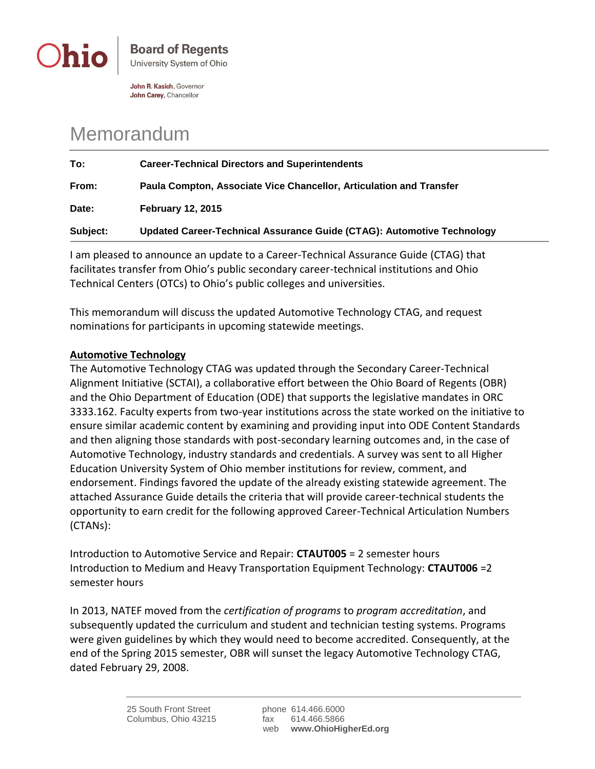**Ohio** | **Board of Regents**
University System of Ohio

**John R. Kasich**, Governor
**John Carey**, Chancellor

# Memorandum

| | |
|---|---|
| **To:** | **Career-Technical Directors and Superintendents** |
| **From:** | **Paula Compton, Associate Vice Chancellor, Articulation and Transfer** |
| **Date:** | **February 12, 2015** |
| **Subject:** | **Updated Career-Technical Assurance Guide (CTAG): Automotive Technology** |

I am pleased to announce an update to a Career-Technical Assurance Guide (CTAG) that facilitates transfer from Ohio's public secondary career-technical institutions and Ohio Technical Centers (OTCs) to Ohio's public colleges and universities.

This memorandum will discuss the updated Automotive Technology CTAG, and request nominations for participants in upcoming statewide meetings.

## Automotive Technology

The Automotive Technology CTAG was updated through the Secondary Career-Technical Alignment Initiative (SCTAI), a collaborative effort between the Ohio Board of Regents (OBR) and the Ohio Department of Education (ODE) that supports the legislative mandates in ORC 3333.162. Faculty experts from two-year institutions across the state worked on the initiative to ensure similar academic content by examining and providing input into ODE Content Standards and then aligning those standards with post-secondary learning outcomes and, in the case of Automotive Technology, industry standards and credentials. A survey was sent to all Higher Education University System of Ohio member institutions for review, comment, and endorsement. Findings favored the update of the already existing statewide agreement. The attached Assurance Guide details the criteria that will provide career-technical students the opportunity to earn credit for the following approved Career-Technical Articulation Numbers (CTANs):

Introduction to Automotive Service and Repair: **CTAUT005** = 2 semester hours
Introduction to Medium and Heavy Transportation Equipment Technology: **CTAUT006** =2 semester hours

In 2013, NATEF moved from the *certification of programs* to *program accreditation*, and subsequently updated the curriculum and student and technician testing systems. Programs were given guidelines by which they would need to become accredited. Consequently, at the end of the Spring 2015 semester, OBR will sunset the legacy Automotive Technology CTAG, dated February 29, 2008.

25 South Front Street
Columbus, Ohio 43215

phone 614.466.6000
fax 614.466.5866
web **www.OhioHigherEd.org**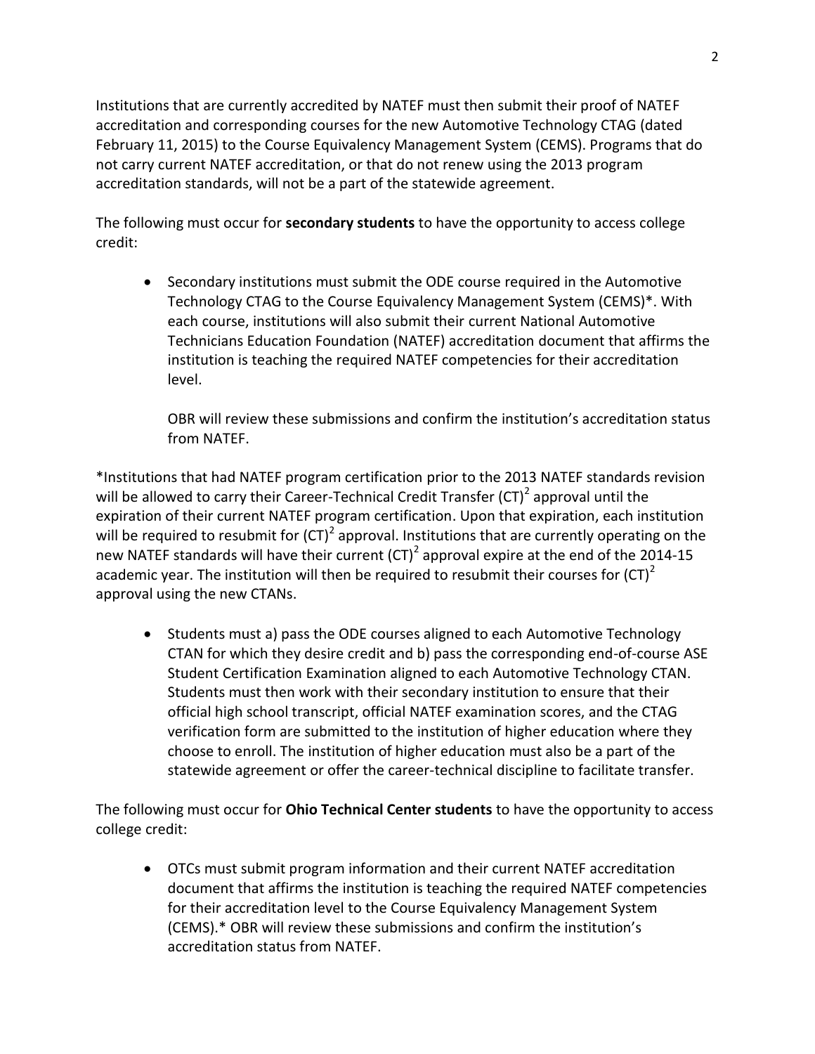Institutions that are currently accredited by NATEF must then submit their proof of NATEF accreditation and corresponding courses for the new Automotive Technology CTAG (dated February 11, 2015) to the Course Equivalency Management System (CEMS). Programs that do not carry current NATEF accreditation, or that do not renew using the 2013 program accreditation standards, will not be a part of the statewide agreement.

The following must occur for **secondary students** to have the opportunity to access college credit:

- Secondary institutions must submit the ODE course required in the Automotive Technology CTAG to the Course Equivalency Management System (CEMS)*. With each course, institutions will also submit their current National Automotive Technicians Education Foundation (NATEF) accreditation document that affirms the institution is teaching the required NATEF competencies for their accreditation level.

  OBR will review these submissions and confirm the institution's accreditation status from NATEF.

*Institutions that had NATEF program certification prior to the 2013 NATEF standards revision will be allowed to carry their Career-Technical Credit Transfer $(CT)^2$ approval until the expiration of their current NATEF program certification. Upon that expiration, each institution will be required to resubmit for $(CT)^2$ approval. Institutions that are currently operating on the new NATEF standards will have their current $(CT)^2$ approval expire at the end of the 2014-15 academic year. The institution will then be required to resubmit their courses for $(CT)^2$ approval using the new CTANs.

- Students must a) pass the ODE courses aligned to each Automotive Technology CTAN for which they desire credit and b) pass the corresponding end-of-course ASE Student Certification Examination aligned to each Automotive Technology CTAN. Students must then work with their secondary institution to ensure that their official high school transcript, official NATEF examination scores, and the CTAG verification form are submitted to the institution of higher education where they choose to enroll. The institution of higher education must also be a part of the statewide agreement or offer the career-technical discipline to facilitate transfer.

The following must occur for **Ohio Technical Center students** to have the opportunity to access college credit:

- OTCs must submit program information and their current NATEF accreditation document that affirms the institution is teaching the required NATEF competencies for their accreditation level to the Course Equivalency Management System (CEMS).* OBR will review these submissions and confirm the institution's accreditation status from NATEF.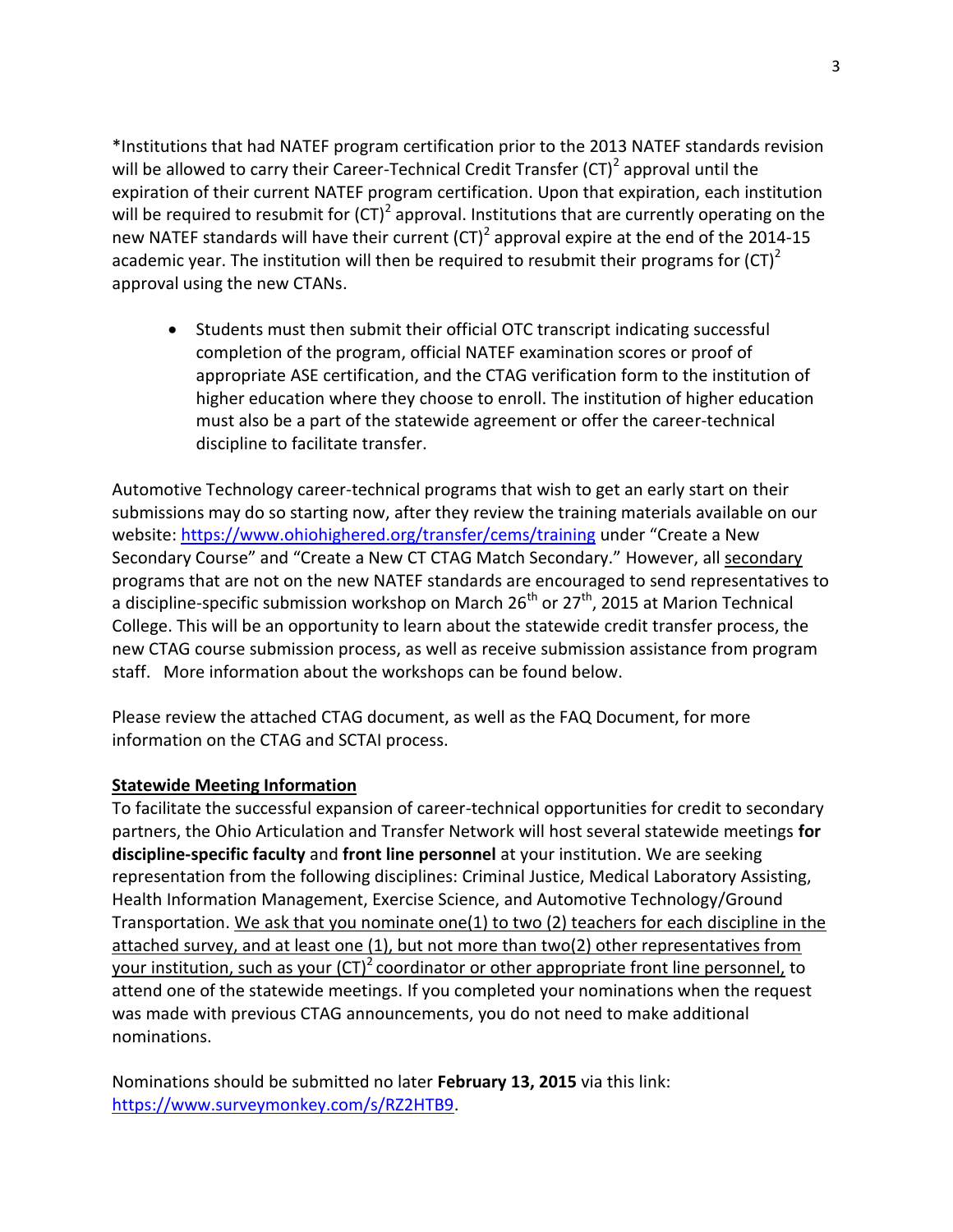*Institutions that had NATEF program certification prior to the 2013 NATEF standards revision will be allowed to carry their Career-Technical Credit Transfer $(CT)^2$ approval until the expiration of their current NATEF program certification. Upon that expiration, each institution will be required to resubmit for $(CT)^2$ approval. Institutions that are currently operating on the new NATEF standards will have their current $(CT)^2$ approval expire at the end of the 2014-15 academic year. The institution will then be required to resubmit their programs for $(CT)^2$ approval using the new CTANs.

- Students must then submit their official OTC transcript indicating successful completion of the program, official NATEF examination scores or proof of appropriate ASE certification, and the CTAG verification form to the institution of higher education where they choose to enroll. The institution of higher education must also be a part of the statewide agreement or offer the career-technical discipline to facilitate transfer.

Automotive Technology career-technical programs that wish to get an early start on their submissions may do so starting now, after they review the training materials available on our website: https://www.ohiohighered.org/transfer/cems/training under "Create a New Secondary Course" and "Create a New CT CTAG Match Secondary." However, all secondary programs that are not on the new NATEF standards are encouraged to send representatives to a discipline-specific submission workshop on March 26th or 27th, 2015 at Marion Technical College. This will be an opportunity to learn about the statewide credit transfer process, the new CTAG course submission process, as well as receive submission assistance from program staff. More information about the workshops can be found below.

Please review the attached CTAG document, as well as the FAQ Document, for more information on the CTAG and SCTAI process.

**Statewide Meeting Information**

To facilitate the successful expansion of career-technical opportunities for credit to secondary partners, the Ohio Articulation and Transfer Network will host several statewide meetings **for discipline-specific faculty** and **front line personnel** at your institution. We are seeking representation from the following disciplines: Criminal Justice, Medical Laboratory Assisting, Health Information Management, Exercise Science, and Automotive Technology/Ground Transportation. We ask that you nominate one(1) to two (2) teachers for each discipline in the attached survey, and at least one (1), but not more than two(2) other representatives from your institution, such as your $(CT)^2$ coordinator or other appropriate front line personnel, to attend one of the statewide meetings. If you completed your nominations when the request was made with previous CTAG announcements, you do not need to make additional nominations.

Nominations should be submitted no later **February 13, 2015** via this link: https://www.surveymonkey.com/s/RZ2HTB9.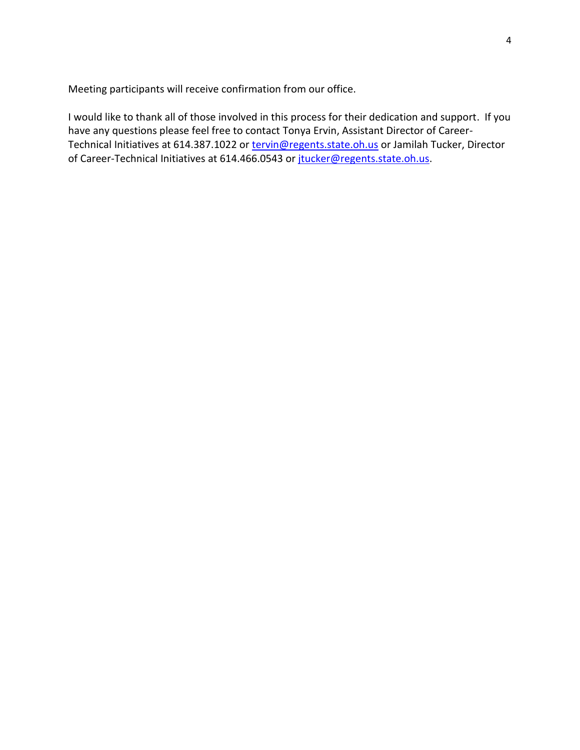Meeting participants will receive confirmation from our office.

I would like to thank all of those involved in this process for their dedication and support. If you have any questions please feel free to contact Tonya Ervin, Assistant Director of Career-Technical Initiatives at 614.387.1022 or tervin@regents.state.oh.us or Jamilah Tucker, Director of Career-Technical Initiatives at 614.466.0543 or jtucker@regents.state.oh.us.